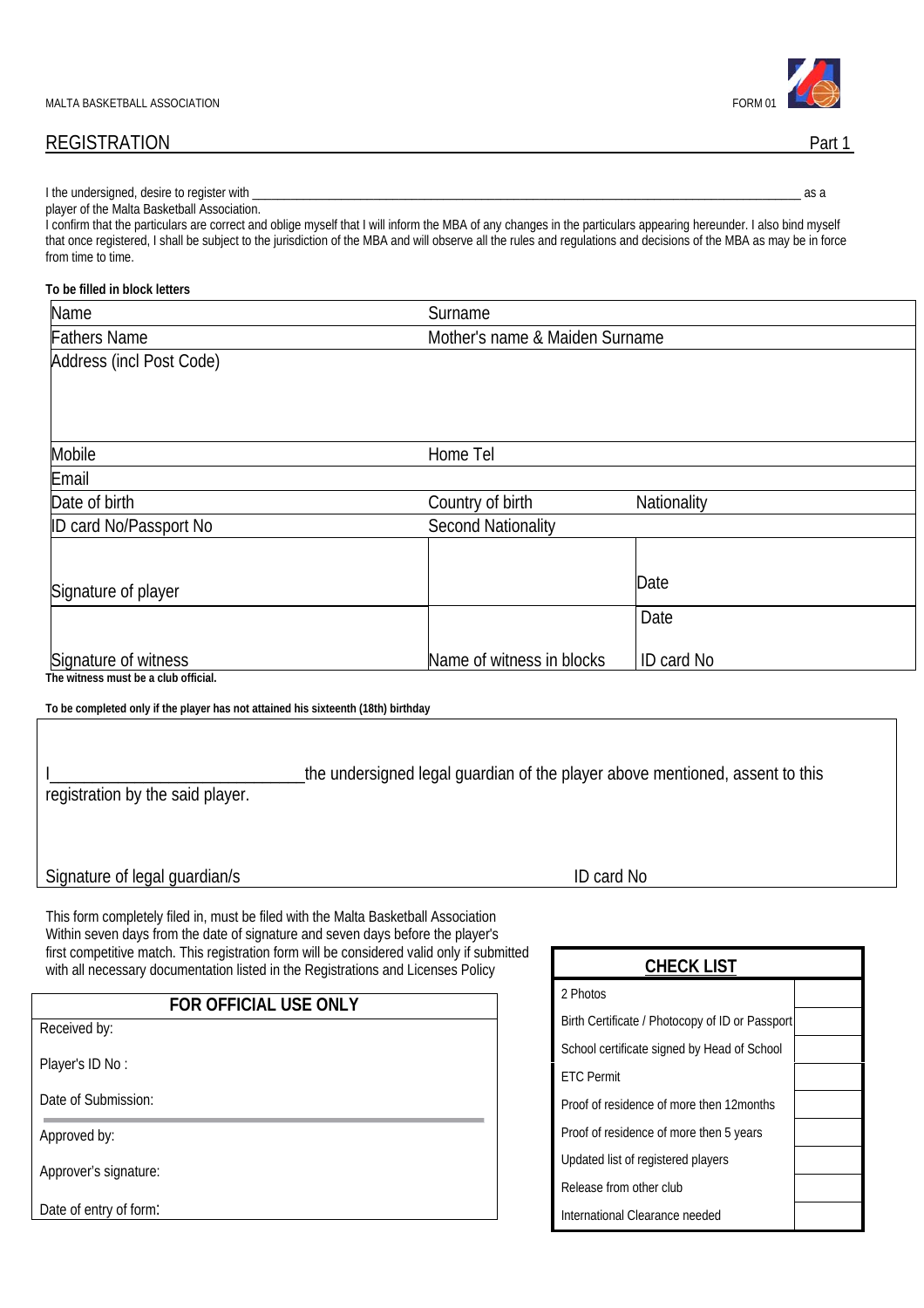MALTA BASKETBALL ASSOCIATION

FORM 01

## REGISTRATION

Part 1

I the undersigned, desire to register with ____________________________________________ as a player of the Malta Basketball Association.

I confirm that the particulars are correct and oblige myself that I will inform the MBA of any changes in the particulars appearing hereunder. I also bind myself that once registered, I shall be subject to the jurisdiction of the MBA and will observe all the rules and regulations and decisions of the MBA as may be in force from time to time.

**To be filled in block letters**

| | | |
|---|---|---|
| Name | Surname | |
| Fathers Name | Mother's name & Maiden Surname | |
| Address (incl Post Code) | | |
| Mobile | Home Tel | |
| Email | | |
| Date of birth | Country of birth | Nationality |
| ID card No/Passport No | Second Nationality | |
| Signature of player | | Date |
| Signature of witness | Name of witness in blocks | Date<br>ID card No |

**The witness must be a club official.**

**To be completed only if the player has not attained his sixteenth (18th) birthday**

I______________________________the undersigned legal guardian of the player above mentioned, assent to this registration by the said player.

Signature of legal guardian/s

ID card No

This form completely filed in, must be filed with the Malta Basketball Association Within seven days from the date of signature and seven days before the player's first competitive match. This registration form will be considered valid only if submitted with all necessary documentation listed in the Registrations and Licenses Policy

**FOR OFFICIAL USE ONLY**

Received by:

Player's ID No :

Date of Submission:

Approved by:

Approver's signature:

Date of entry of form:

| **CHECK LIST** | |
|---|---|
| 2 Photos | |
| Birth Certificate / Photocopy of ID or Passport | |
| School certificate signed by Head of School | |
| ETC Permit | |
| Proof of residence of more then 12months | |
| Proof of residence of more then 5 years | |
| Updated list of registered players | |
| Release from other club | |
| International Clearance needed | |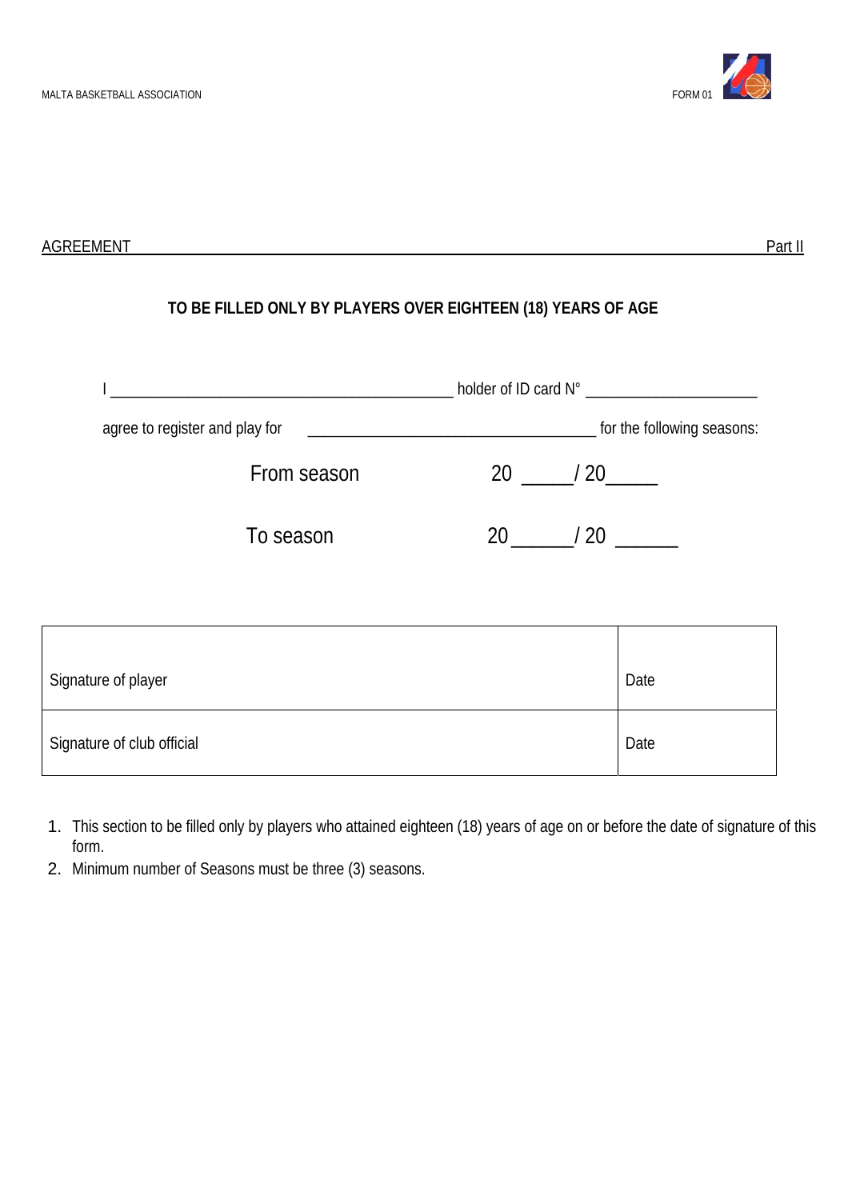AGREEMENT Part II

**TO BE FILLED ONLY BY PLAYERS OVER EIGHTEEN (18) YEARS OF AGE**

I ________________________________________ holder of ID card N° ____________________

agree to register and play for __________________________________ for the following seasons:

From season 20 _____/ 20_____

To season 20______/ 20 ______

| Signature of player | Date |
|---|---|
| Signature of club official | Date |

1. This section to be filled only by players who attained eighteen (18) years of age on or before the date of signature of this form.
2. Minimum number of Seasons must be three (3) seasons.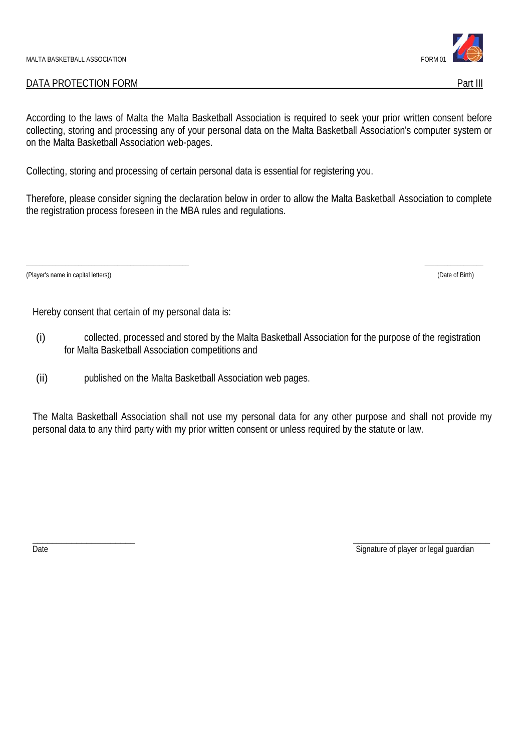MALTA BASKETBALL ASSOCIATION FORM 01

## DATA PROTECTION FORM Part III

According to the laws of Malta the Malta Basketball Association is required to seek your prior written consent before collecting, storing and processing any of your personal data on the Malta Basketball Association's computer system or on the Malta Basketball Association web-pages.

Collecting, storing and processing of certain personal data is essential for registering you.

Therefore, please consider signing the declaration below in order to allow the Malta Basketball Association to complete the registration process foreseen in the MBA rules and regulations.

\_\_\_\_\_\_\_\_\_\_\_\_\_\_\_\_\_\_\_\_\_\_\_\_\_\_\_\_\_\_\_\_\_\_\_\_\_\_\_\_ \_\_\_\_\_\_\_\_\_\_\_\_\_\_\_

(Player's name in capital letters)) (Date of Birth)

Hereby consent that certain of my personal data is:

(i) collected, processed and stored by the Malta Basketball Association for the purpose of the registration for Malta Basketball Association competitions and

(ii) published on the Malta Basketball Association web pages.

The Malta Basketball Association shall not use my personal data for any other purpose and shall not provide my personal data to any third party with my prior written consent or unless required by the statute or law.

\_\_\_\_\_\_\_\_\_\_\_\_\_\_\_\_\_\_\_\_\_\_\_\_\_\_ \_\_\_\_\_\_\_\_\_\_\_\_\_\_\_\_\_\_\_\_\_\_\_\_\_\_\_\_\_\_\_\_\_\_

Date Signature of player or legal guardian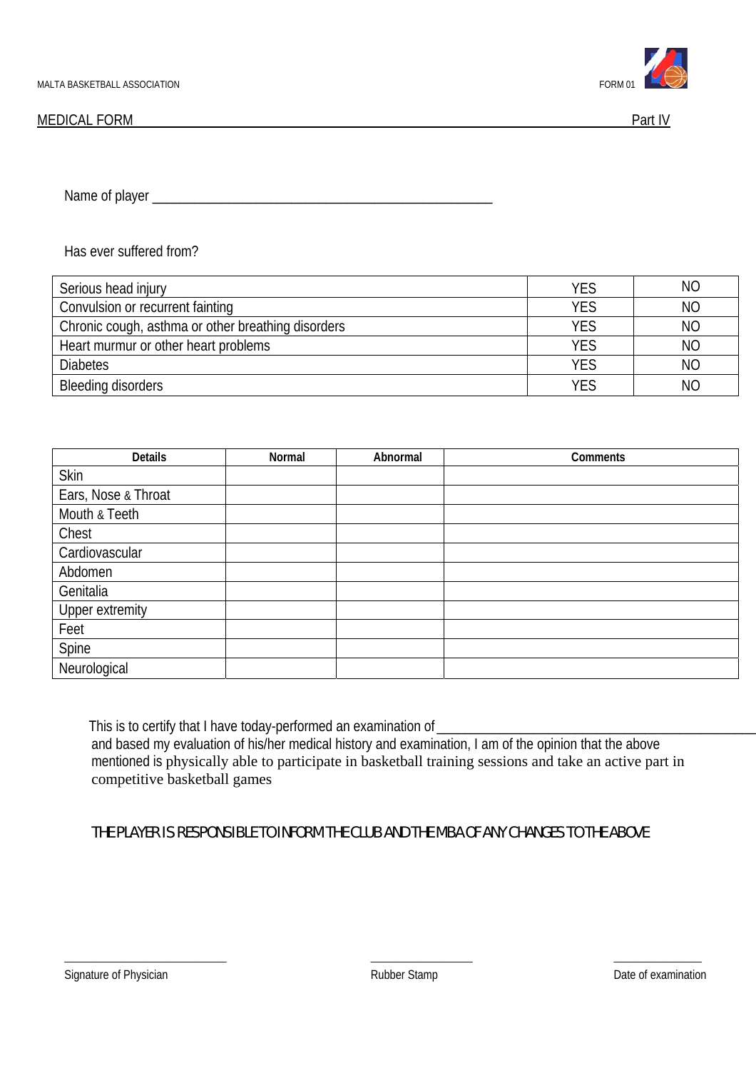MALTA BASKETBALL ASSOCIATION FORM 01

MEDICAL FORM Part IV

Name of player ___________________________________________________

Has ever suffered from?

| | | |
|---|---|---|
| Serious head injury | YES | NO |
| Convulsion or recurrent fainting | YES | NO |
| Chronic cough, asthma or other breathing disorders | YES | NO |
| Heart murmur or other heart problems | YES | NO |
| Diabetes | YES | NO |
| Bleeding disorders | YES | NO |

| Details | Normal | Abnormal | Comments |
|---|---|---|---|
| Skin | | | |
| Ears, Nose & Throat | | | |
| Mouth & Teeth | | | |
| Chest | | | |
| Cardiovascular | | | |
| Abdomen | | | |
| Genitalia | | | |
| Upper extremity | | | |
| Feet | | | |
| Spine | | | |
| Neurological | | | |

This is to certify that I have today-performed an examination of ___________________________________________ and based my evaluation of his/her medical history and examination, I am of the opinion that the above mentioned is physically able to participate in basketball training sessions and take an active part in competitive basketball games

THE PLAYER IS RESPONSIBLE TO INFORM THE CLUB AND THE MBA OF ANY CHANGES TO THE ABOVE

___________________________ Signature of Physician

_________________ Rubber Stamp

_______________ Date of examination